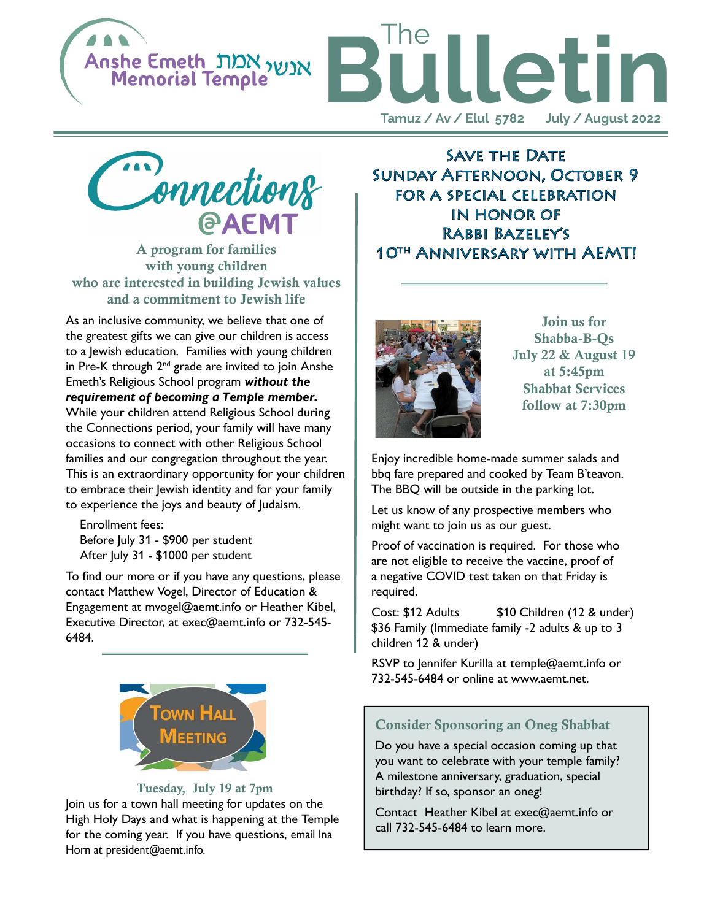Anshe Emeth אנשי אמת Memorial Temple

# The Bulletin

Tamuz / Av / Elul 5782 July / August 2022

## Connections @AEMT

**A program for families with young children who are interested in building Jewish values and a commitment to Jewish life**

As an inclusive community, we believe that one of the greatest gifts we can give our children is access to a Jewish education. Families with young children in Pre-K through 2nd grade are invited to join Anshe Emeth's Religious School program ***without the requirement of becoming a Temple member.*** While your children attend Religious School during the Connections period, your family will have many occasions to connect with other Religious School families and our congregation throughout the year. This is an extraordinary opportunity for your children to embrace their Jewish identity and for your family to experience the joys and beauty of Judaism.

Enrollment fees:
Before July 31 - $900 per student
After July 31 - $1000 per student

To find our more or if you have any questions, please contact Matthew Vogel, Director of Education & Engagement at mvogel@aemt.info or Heather Kibel, Executive Director, at exec@aemt.info or 732-545-6484.

## Town Hall Meeting

**Tuesday, July 19 at 7pm**

Join us for a town hall meeting for updates on the High Holy Days and what is happening at the Temple for the coming year. If you have questions, email Ina Horn at president@aemt.info.

## Save the Date Sunday Afternoon, October 9 for a Special Celebration in Honor of Rabbi Bazeley's 10th Anniversary with AEMT!

**Join us for Shabba-B-Qs July 22 & August 19 at 5:45pm Shabbat Services follow at 7:30pm**

Enjoy incredible home-made summer salads and bbq fare prepared and cooked by Team B'teavon. The BBQ will be outside in the parking lot.

Let us know of any prospective members who might want to join us as our guest.

Proof of vaccination is required. For those who are not eligible to receive the vaccine, proof of a negative COVID test taken on that Friday is required.

Cost: $12 Adults $10 Children (12 & under)
$36 Family (Immediate family -2 adults & up to 3 children 12 & under)

RSVP to Jennifer Kurilla at temple@aemt.info or 732-545-6484 or online at www.aemt.net.

### Consider Sponsoring an Oneg Shabbat

Do you have a special occasion coming up that you want to celebrate with your temple family? A milestone anniversary, graduation, special birthday? If so, sponsor an oneg!

Contact Heather Kibel at exec@aemt.info or call 732-545-6484 to learn more.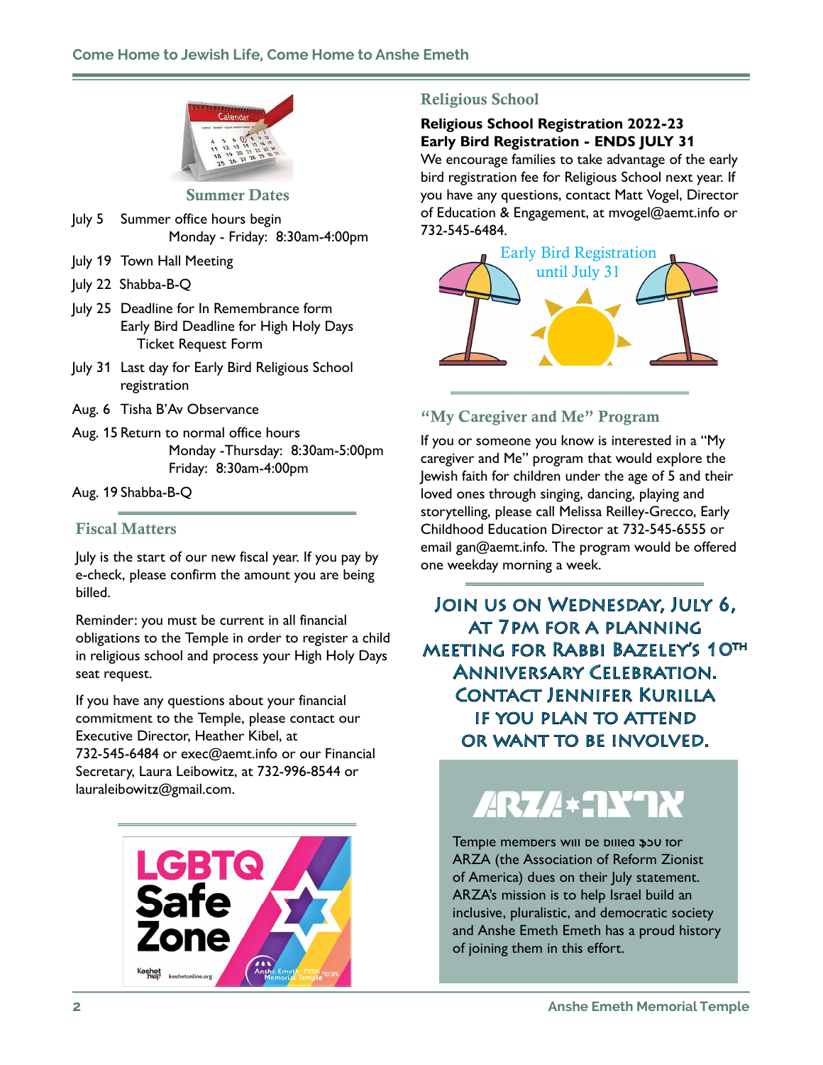## Summer Dates

- July 5 Summer office hours begin
  Monday - Friday: 8:30am-4:00pm
- July 19 Town Hall Meeting
- July 22 Shabba-B-Q
- July 25 Deadline for In Remembrance form
  Early Bird Deadline for High Holy Days Ticket Request Form
- July 31 Last day for Early Bird Religious School registration
- Aug. 6 Tisha B'Av Observance
- Aug. 15 Return to normal office hours
  Monday -Thursday: 8:30am-5:00pm
  Friday: 8:30am-4:00pm
- Aug. 19 Shabba-B-Q

## Fiscal Matters

July is the start of our new fiscal year. If you pay by e-check, please confirm the amount you are being billed.

Reminder: you must be current in all financial obligations to the Temple in order to register a child in religious school and process your High Holy Days seat request.

If you have any questions about your financial commitment to the Temple, please contact our Executive Director, Heather Kibel, at 732-545-6484 or exec@aemt.info or our Financial Secretary, Laura Leibowitz, at 732-996-8544 or lauraleibowitz@gmail.com.

LGBTQ Safe Zone

Keshet keshetonline.org

Anshe Emeth Memorial Temple

## Religious School

**Religious School Registration 2022-23**
**Early Bird Registration - ENDS JULY 31**

We encourage families to take advantage of the early bird registration fee for Religious School next year. If you have any questions, contact Matt Vogel, Director of Education & Engagement, at mvogel@aemt.info or 732-545-6484.

Early Bird Registration until July 31

## "My Caregiver and Me" Program

If you or someone you know is interested in a "My caregiver and Me" program that would explore the Jewish faith for children under the age of 5 and their loved ones through singing, dancing, playing and storytelling, please call Melissa Reilley-Grecco, Early Childhood Education Director at 732-545-6555 or email gan@aemt.info. The program would be offered one weekday morning a week.

**Join us on Wednesday, July 6, at 7pm for a planning meeting for Rabbi Bazeley's 10th Anniversary Celebration. Contact Jennifer Kurilla if you plan to attend or want to be involved.**

ARZA ארצא

Temple members will be billed $50 for ARZA (the Association of Reform Zionist of America) dues on their July statement. ARZA's mission is to help Israel build an inclusive, pluralistic, and democratic society and Anshe Emeth Emeth has a proud history of joining them in this effort.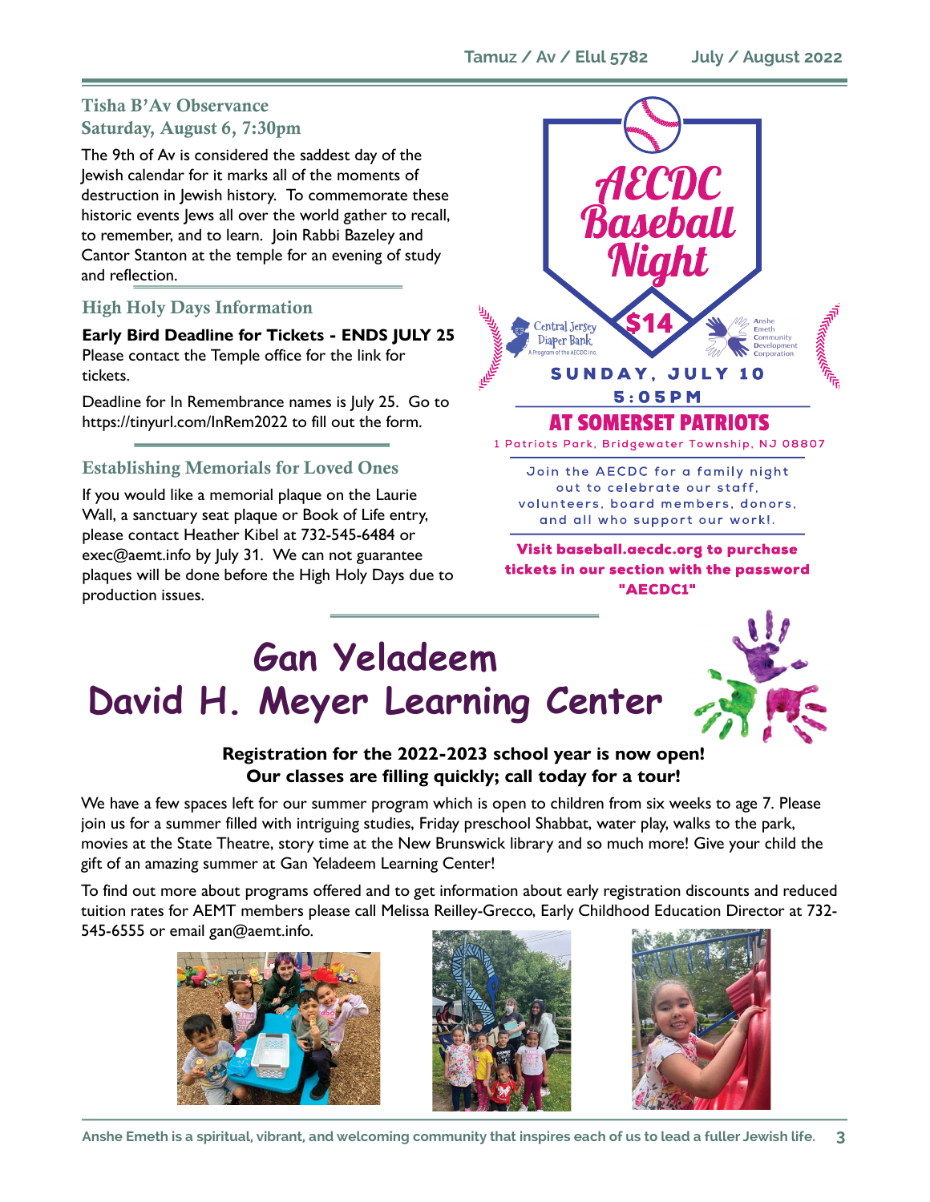## Tisha B'Av Observance
## Saturday, August 6, 7:30pm

The 9th of Av is considered the saddest day of the Jewish calendar for it marks all of the moments of destruction in Jewish history. To commemorate these historic events Jews all over the world gather to recall, to remember, and to learn. Join Rabbi Bazeley and Cantor Stanton at the temple for an evening of study and reflection.

## High Holy Days Information

**Early Bird Deadline for Tickets - ENDS JULY 25**
Please contact the Temple office for the link for tickets.

Deadline for In Remembrance names is July 25. Go to https://tinyurl.com/InRem2022 to fill out the form.

## Establishing Memorials for Loved Ones

If you would like a memorial plaque on the Laurie Wall, a sanctuary seat plaque or Book of Life entry, please contact Heather Kibel at 732-545-6484 or exec@aemt.info by July 31. We can not guarantee plaques will be done before the High Holy Days due to production issues.

## AECDC Baseball Night

**$14**

Central Jersey Diaper Bank — A Program of the AECDC Inc.

Anshe Emeth Community Development Corporation

**SUNDAY, JULY 10**
**5:05PM**

**AT SOMERSET PATRIOTS**

1 Patriots Park, Bridgewater Township, NJ 08807

Join the AECDC for a family night out to celebrate our staff, volunteers, board members, donors, and all who support our work!.

**Visit baseball.aecdc.org to purchase tickets in our section with the password "AECDC1"**

# Gan Yeladeem
# David H. Meyer Learning Center

**Registration for the 2022-2023 school year is now open!**
**Our classes are filling quickly; call today for a tour!**

We have a few spaces left for our summer program which is open to children from six weeks to age 7. Please join us for a summer filled with intriguing studies, Friday preschool Shabbat, water play, walks to the park, movies at the State Theatre, story time at the New Brunswick library and so much more! Give your child the gift of an amazing summer at Gan Yeladeem Learning Center!

To find out more about programs offered and to get information about early registration discounts and reduced tuition rates for AEMT members please call Melissa Reilley-Grecco, Early Childhood Education Director at 732-545-6555 or email gan@aemt.info.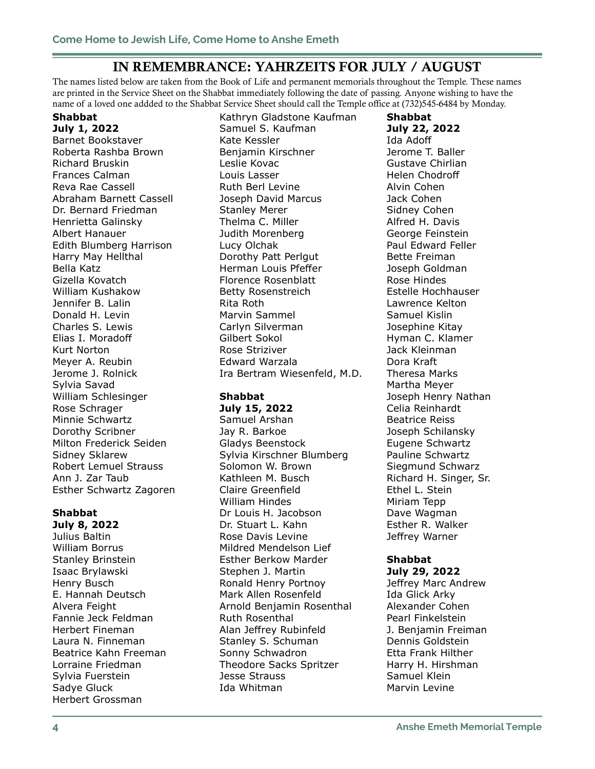## IN REMEMBRANCE: YAHRZEITS FOR JULY / AUGUST

The names listed below are taken from the Book of Life and permanent memorials throughout the Temple. These names are printed in the Service Sheet on the Shabbat immediately following the date of passing. Anyone wishing to have the name of a loved one addded to the Shabbat Service Sheet should call the Temple office at (732)545-6484 by Monday.

**Shabbat July 1, 2022**

Barnet Bookstaver
Roberta Rashba Brown
Richard Bruskin
Frances Calman
Reva Rae Cassell
Abraham Barnett Cassell
Dr. Bernard Friedman
Henrietta Galinsky
Albert Hanauer
Edith Blumberg Harrison
Harry May Hellthal
Bella Katz
Gizella Kovatch
William Kushakow
Jennifer B. Lalin
Donald H. Levin
Charles S. Lewis
Elias I. Moradoff
Kurt Norton
Meyer A. Reubin
Jerome J. Rolnick
Sylvia Savad
William Schlesinger
Rose Schrager
Minnie Schwartz
Dorothy Scribner
Milton Frederick Seiden
Sidney Sklarew
Robert Lemuel Strauss
Ann J. Zar Taub
Esther Schwartz Zagoren

**Shabbat July 8, 2022**

Julius Baltin
William Borrus
Stanley Brinstein
Isaac Brylawski
Henry Busch
E. Hannah Deutsch
Alvera Feight
Fannie Jeck Feldman
Herbert Fineman
Laura N. Finneman
Beatrice Kahn Freeman
Lorraine Friedman
Sylvia Fuerstein
Sadye Gluck
Herbert Grossman
Kathryn Gladstone Kaufman
Samuel S. Kaufman
Kate Kessler
Benjamin Kirschner
Leslie Kovac
Louis Lasser
Ruth Berl Levine
Joseph David Marcus
Stanley Merer
Thelma C. Miller
Judith Morenberg
Lucy Olchak
Dorothy Patt Perlgut
Herman Louis Pfeffer
Florence Rosenblatt
Betty Rosenstreich
Rita Roth
Marvin Sammel
Carlyn Silverman
Gilbert Sokol
Rose Striziver
Edward Warzala
Ira Bertram Wiesenfeld, M.D.

**Shabbat July 15, 2022**

Samuel Arshan
Jay R. Barkoe
Gladys Beenstock
Sylvia Kirschner Blumberg
Solomon W. Brown
Kathleen M. Busch
Claire Greenfield
William Hindes
Dr Louis H. Jacobson
Dr. Stuart L. Kahn
Rose Davis Levine
Mildred Mendelson Lief
Esther Berkow Marder
Stephen J. Martin
Ronald Henry Portnoy
Mark Allen Rosenfeld
Arnold Benjamin Rosenthal
Ruth Rosenthal
Alan Jeffrey Rubinfeld
Stanley S. Schuman
Sonny Schwadron
Theodore Sacks Spritzer
Jesse Strauss
Ida Whitman

**Shabbat July 22, 2022**

Ida Adoff
Jerome T. Baller
Gustave Chirlian
Helen Chodroff
Alvin Cohen
Jack Cohen
Sidney Cohen
Alfred H. Davis
George Feinstein
Paul Edward Feller
Bette Freiman
Joseph Goldman
Rose Hindes
Estelle Hochhauser
Lawrence Kelton
Samuel Kislin
Josephine Kitay
Hyman C. Klamer
Jack Kleinman
Dora Kraft
Theresa Marks
Martha Meyer
Joseph Henry Nathan
Celia Reinhardt
Beatrice Reiss
Joseph Schilansky
Eugene Schwartz
Pauline Schwartz
Siegmund Schwarz
Richard H. Singer, Sr.
Ethel L. Stein
Miriam Tepp
Dave Wagman
Esther R. Walker
Jeffrey Warner

**Shabbat July 29, 2022**

Jeffrey Marc Andrew
Ida Glick Arky
Alexander Cohen
Pearl Finkelstein
J. Benjamin Freiman
Dennis Goldstein
Etta Frank Hilther
Harry H. Hirshman
Samuel Klein
Marvin Levine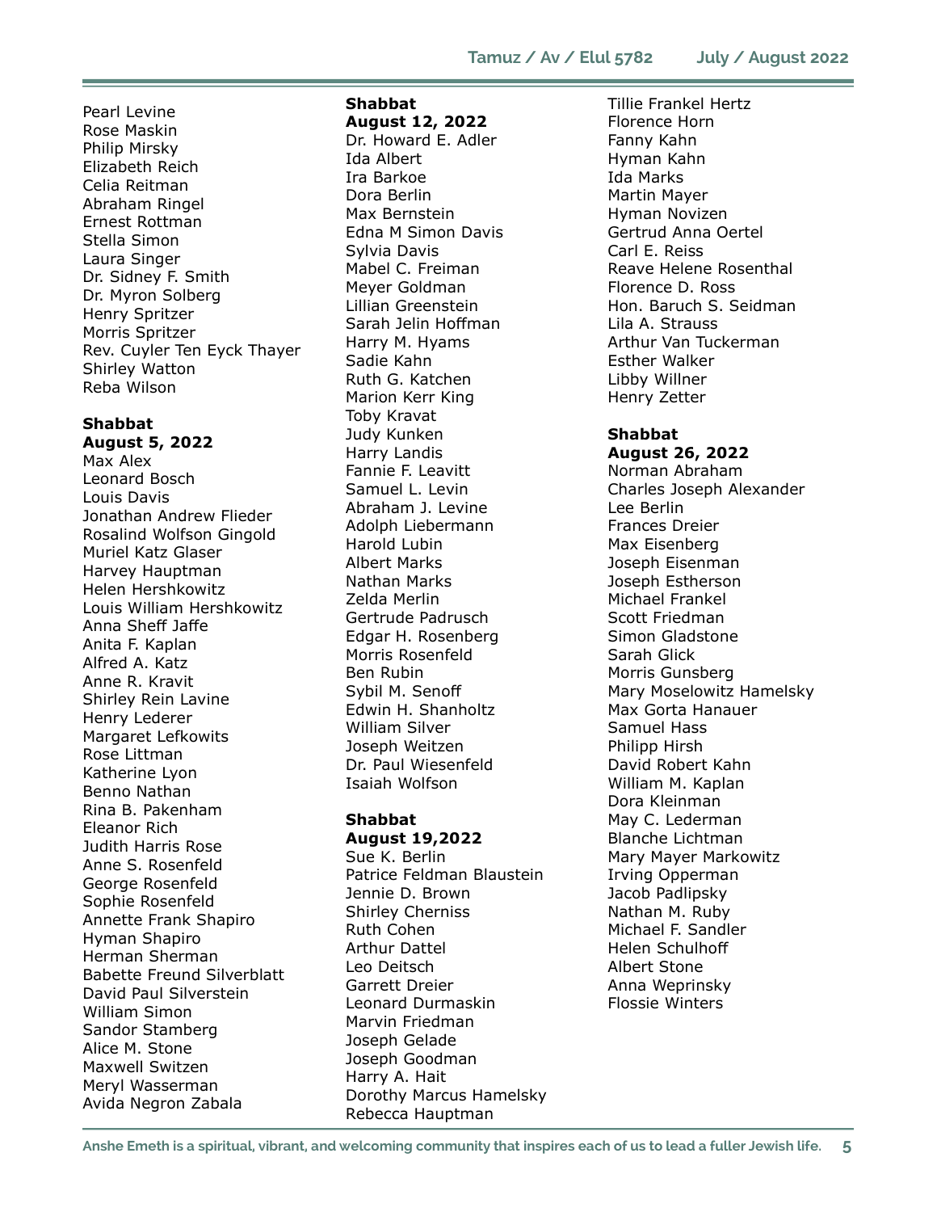Pearl Levine
Rose Maskin
Philip Mirsky
Elizabeth Reich
Celia Reitman
Abraham Ringel
Ernest Rottman
Stella Simon
Laura Singer
Dr. Sidney F. Smith
Dr. Myron Solberg
Henry Spritzer
Morris Spritzer
Rev. Cuyler Ten Eyck Thayer
Shirley Watton
Reba Wilson

**Shabbat**
**August 5, 2022**

Max Alex
Leonard Bosch
Louis Davis
Jonathan Andrew Flieder
Rosalind Wolfson Gingold
Muriel Katz Glaser
Harvey Hauptman
Helen Hershkowitz
Louis William Hershkowitz
Anna Sheff Jaffe
Anita F. Kaplan
Alfred A. Katz
Anne R. Kravit
Shirley Rein Lavine
Henry Lederer
Margaret Lefkowits
Rose Littman
Katherine Lyon
Benno Nathan
Rina B. Pakenham
Eleanor Rich
Judith Harris Rose
Anne S. Rosenfeld
George Rosenfeld
Sophie Rosenfeld
Annette Frank Shapiro
Hyman Shapiro
Herman Sherman
Babette Freund Silverblatt
David Paul Silverstein
William Simon
Sandor Stamberg
Alice M. Stone
Maxwell Switzen
Meryl Wasserman
Avida Negron Zabala

**Shabbat**
**August 12, 2022**

Dr. Howard E. Adler
Ida Albert
Ira Barkoe
Dora Berlin
Max Bernstein
Edna M Simon Davis
Sylvia Davis
Mabel C. Freiman
Meyer Goldman
Lillian Greenstein
Sarah Jelin Hoffman
Harry M. Hyams
Sadie Kahn
Ruth G. Katchen
Marion Kerr King
Toby Kravat
Judy Kunken
Harry Landis
Fannie F. Leavitt
Samuel L. Levin
Abraham J. Levine
Adolph Liebermann
Harold Lubin
Albert Marks
Nathan Marks
Zelda Merlin
Gertrude Padrusch
Edgar H. Rosenberg
Morris Rosenfeld
Ben Rubin
Sybil M. Senoff
Edwin H. Shanholtz
William Silver
Joseph Weitzen
Dr. Paul Wiesenfeld
Isaiah Wolfson

**Shabbat**
**August 19,2022**

Sue K. Berlin
Patrice Feldman Blaustein
Jennie D. Brown
Shirley Cherniss
Ruth Cohen
Arthur Dattel
Leo Deitsch
Garrett Dreier
Leonard Durmaskin
Marvin Friedman
Joseph Gelade
Joseph Goodman
Harry A. Hait
Dorothy Marcus Hamelsky
Rebecca Hauptman
Tillie Frankel Hertz
Florence Horn
Fanny Kahn
Hyman Kahn
Ida Marks
Martin Mayer
Hyman Novizen
Gertrud Anna Oertel
Carl E. Reiss
Reave Helene Rosenthal
Florence D. Ross
Hon. Baruch S. Seidman
Lila A. Strauss
Arthur Van Tuckerman
Esther Walker
Libby Willner
Henry Zetter

**Shabbat**
**August 26, 2022**

Norman Abraham
Charles Joseph Alexander
Lee Berlin
Frances Dreier
Max Eisenberg
Joseph Eisenman
Joseph Estherson
Michael Frankel
Scott Friedman
Simon Gladstone
Sarah Glick
Morris Gunsberg
Mary Moselowitz Hamelsky
Max Gorta Hanauer
Samuel Hass
Philipp Hirsh
David Robert Kahn
William M. Kaplan
Dora Kleinman
May C. Lederman
Blanche Lichtman
Mary Mayer Markowitz
Irving Opperman
Jacob Padlipsky
Nathan M. Ruby
Michael F. Sandler
Helen Schulhoff
Albert Stone
Anna Weprinsky
Flossie Winters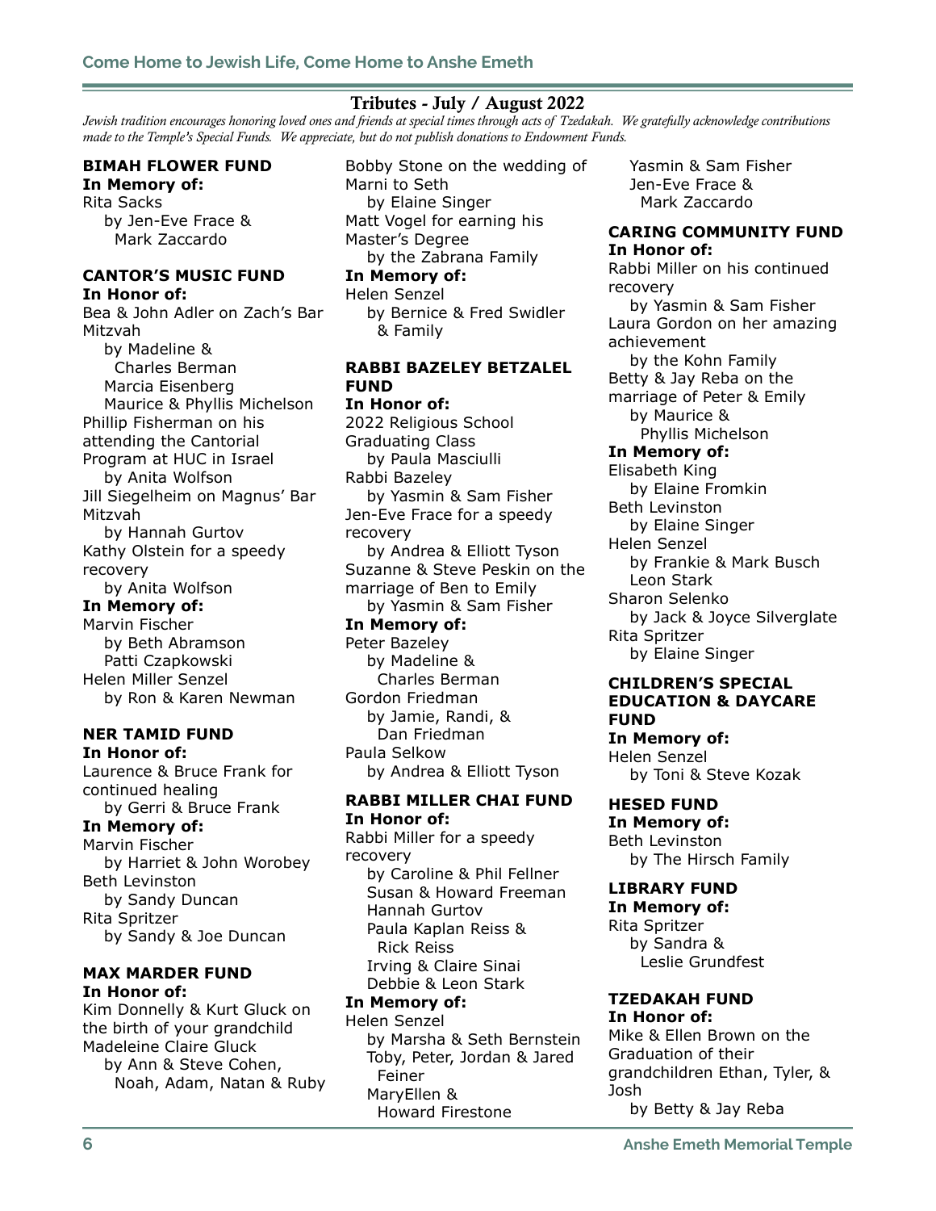## Tributes - July / August 2022

*Jewish tradition encourages honoring loved ones and friends at special times through acts of Tzedakah. We gratefully acknowledge contributions made to the Temple's Special Funds. We appreciate, but do not publish donations to Endowment Funds.*

### BIMAH FLOWER FUND

**In Memory of:**

Rita Sacks
by Jen-Eve Frace & Mark Zaccardo

### CANTOR'S MUSIC FUND

**In Honor of:**

Bea & John Adler on Zach's Bar Mitzvah
by Madeline & Charles Berman
Marcia Eisenberg
Maurice & Phyllis Michelson

Phillip Fisherman on his attending the Cantorial Program at HUC in Israel
by Anita Wolfson

Jill Siegelheim on Magnus' Bar Mitzvah
by Hannah Gurtov

Kathy Olstein for a speedy recovery
by Anita Wolfson

**In Memory of:**

Marvin Fischer
by Beth Abramson
Patti Czapkowski

Helen Miller Senzel
by Ron & Karen Newman

### NER TAMID FUND

**In Honor of:**

Laurence & Bruce Frank for continued healing
by Gerri & Bruce Frank

**In Memory of:**

Marvin Fischer
by Harriet & John Worobey

Beth Levinston
by Sandy Duncan

Rita Spritzer
by Sandy & Joe Duncan

### MAX MARDER FUND

**In Honor of:**

Kim Donnelly & Kurt Gluck on the birth of your grandchild Madeleine Claire Gluck
by Ann & Steve Cohen, Noah, Adam, Natan & Ruby

Bobby Stone on the wedding of Marni to Seth
by Elaine Singer

Matt Vogel for earning his Master's Degree
by the Zabrana Family

**In Memory of:**

Helen Senzel
by Bernice & Fred Swidler & Family

### RABBI BAZELEY BETZALEL FUND

**In Honor of:**

2022 Religious School Graduating Class
by Paula Masciulli

Rabbi Bazeley
by Yasmin & Sam Fisher

Jen-Eve Frace for a speedy recovery
by Andrea & Elliott Tyson

Suzanne & Steve Peskin on the marriage of Ben to Emily
by Yasmin & Sam Fisher

**In Memory of:**

Peter Bazeley
by Madeline & Charles Berman

Gordon Friedman
by Jamie, Randi, & Dan Friedman

Paula Selkow
by Andrea & Elliott Tyson

### RABBI MILLER CHAI FUND

**In Honor of:**

Rabbi Miller for a speedy recovery
by Caroline & Phil Fellner
Susan & Howard Freeman
Hannah Gurtov
Paula Kaplan Reiss & Rick Reiss
Irving & Claire Sinai
Debbie & Leon Stark

**In Memory of:**

Helen Senzel
by Marsha & Seth Bernstein
Toby, Peter, Jordan & Jared Feiner
MaryEllen & Howard Firestone
Yasmin & Sam Fisher
Jen-Eve Frace & Mark Zaccardo

### CARING COMMUNITY FUND

**In Honor of:**

Rabbi Miller on his continued recovery
by Yasmin & Sam Fisher

Laura Gordon on her amazing achievement
by the Kohn Family

Betty & Jay Reba on the marriage of Peter & Emily
by Maurice & Phyllis Michelson

**In Memory of:**

Elisabeth King
by Elaine Fromkin

Beth Levinston
by Elaine Singer

Helen Senzel
by Frankie & Mark Busch
Leon Stark

Sharon Selenko
by Jack & Joyce Silverglate

Rita Spritzer
by Elaine Singer

### CHILDREN'S SPECIAL EDUCATION & DAYCARE FUND

**In Memory of:**

Helen Senzel
by Toni & Steve Kozak

### HESED FUND

**In Memory of:**

Beth Levinston
by The Hirsch Family

### LIBRARY FUND

**In Memory of:**

Rita Spritzer
by Sandra & Leslie Grundfest

### TZEDAKAH FUND

**In Honor of:**

Mike & Ellen Brown on the Graduation of their grandchildren Ethan, Tyler, & Josh
by Betty & Jay Reba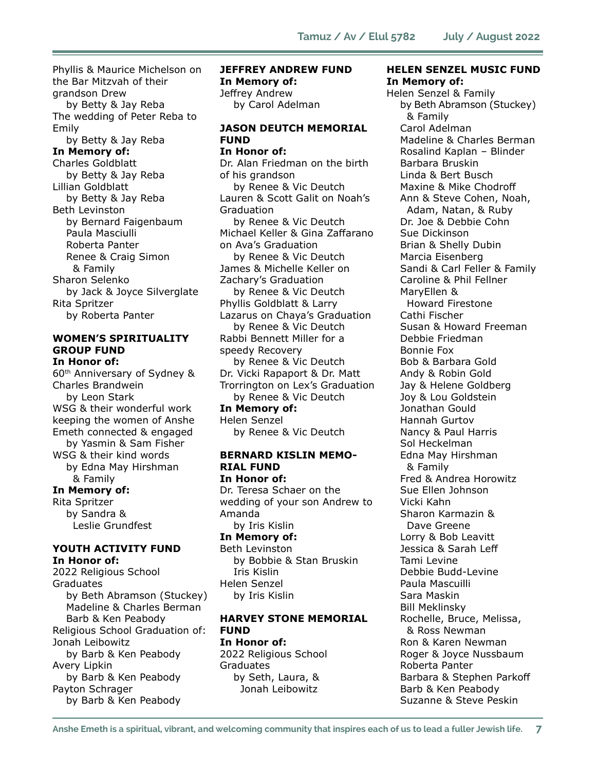Phyllis & Maurice Michelson on the Bar Mitzvah of their grandson Drew
by Betty & Jay Reba
The wedding of Peter Reba to Emily
by Betty & Jay Reba

**In Memory of:**

Charles Goldblatt
by Betty & Jay Reba
Lillian Goldblatt
by Betty & Jay Reba
Beth Levinston
by Bernard Faigenbaum
Paula Masciulli
Roberta Panter
Renee & Craig Simon & Family
Sharon Selenko
by Jack & Joyce Silverglate
Rita Spritzer
by Roberta Panter

### WOMEN'S SPIRITUALITY GROUP FUND

**In Honor of:**

60th Anniversary of Sydney & Charles Brandwein
by Leon Stark
WSG & their wonderful work keeping the women of Anshe Emeth connected & engaged
by Yasmin & Sam Fisher
WSG & their kind words
by Edna May Hirshman & Family

**In Memory of:**

Rita Spritzer
by Sandra & Leslie Grundfest

### YOUTH ACTIVITY FUND

**In Honor of:**

2022 Religious School Graduates
by Beth Abramson (Stuckey)
Madeline & Charles Berman
Barb & Ken Peabody
Religious School Graduation of:
Jonah Leibowitz
by Barb & Ken Peabody
Avery Lipkin
by Barb & Ken Peabody
Payton Schrager
by Barb & Ken Peabody

### JEFFREY ANDREW FUND

**In Memory of:**

Jeffrey Andrew
by Carol Adelman

### JASON DEUTCH MEMORIAL FUND

**In Honor of:**

Dr. Alan Friedman on the birth of his grandson
by Renee & Vic Deutch
Lauren & Scott Galit on Noah's Graduation
by Renee & Vic Deutch
Michael Keller & Gina Zaffarano on Ava's Graduation
by Renee & Vic Deutch
James & Michelle Keller on Zachary's Graduation
by Renee & Vic Deutch
Phyllis Goldblatt & Larry Lazarus on Chaya's Graduation
by Renee & Vic Deutch
Rabbi Bennett Miller for a speedy Recovery
by Renee & Vic Deutch
Dr. Vicki Rapaport & Dr. Matt Trorrington on Lex's Graduation
by Renee & Vic Deutch

**In Memory of:**

Helen Senzel
by Renee & Vic Deutch

### BERNARD KISLIN MEMORIAL FUND

**In Honor of:**

Dr. Teresa Schaer on the wedding of your son Andrew to Amanda
by Iris Kislin

**In Memory of:**

Beth Levinston
by Bobbie & Stan Bruskin
Iris Kislin
Helen Senzel
by Iris Kislin

### HARVEY STONE MEMORIAL FUND

**In Honor of:**

2022 Religious School Graduates
by Seth, Laura, & Jonah Leibowitz

### HELEN SENZEL MUSIC FUND

**In Memory of:**

Helen Senzel & Family
by Beth Abramson (Stuckey) & Family
Carol Adelman
Madeline & Charles Berman
Rosalind Kaplan – Blinder
Barbara Bruskin
Linda & Bert Busch
Maxine & Mike Chodroff
Ann & Steve Cohen, Noah, Adam, Natan, & Ruby
Dr. Joe & Debbie Cohn
Sue Dickinson
Brian & Shelly Dubin
Marcia Eisenberg
Sandi & Carl Feller & Family
Caroline & Phil Fellner
MaryEllen & Howard Firestone
Cathi Fischer
Susan & Howard Freeman
Debbie Friedman
Bonnie Fox
Bob & Barbara Gold
Andy & Robin Gold
Jay & Helene Goldberg
Joy & Lou Goldstein
Jonathan Gould
Hannah Gurtov
Nancy & Paul Harris
Sol Heckelman
Edna May Hirshman & Family
Fred & Andrea Horowitz
Sue Ellen Johnson
Vicki Kahn
Sharon Karmazin & Dave Greene
Lorry & Bob Leavitt
Jessica & Sarah Leff
Tami Levine
Debbie Budd-Levine
Paula Mascuilli
Sara Maskin
Bill Meklinsky
Rochelle, Bruce, Melissa, & Ross Newman
Ron & Karen Newman
Roger & Joyce Nussbaum
Roberta Panter
Barbara & Stephen Parkoff
Barb & Ken Peabody
Suzanne & Steve Peskin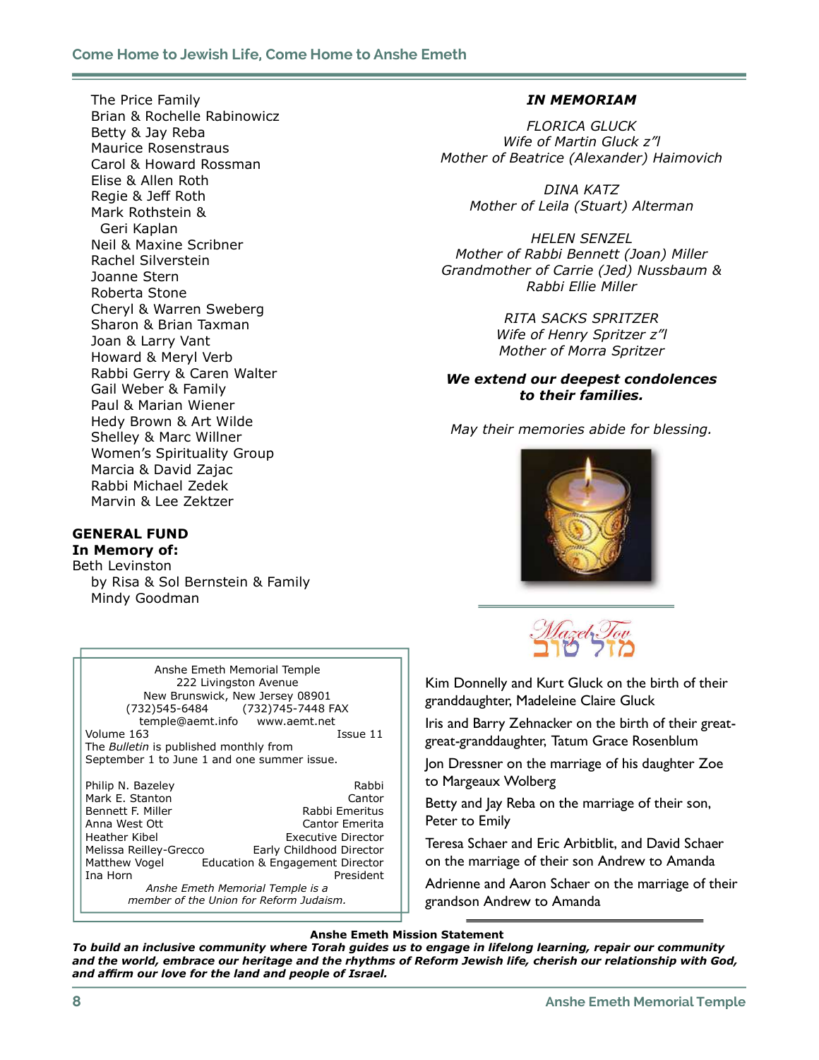The Price Family
Brian & Rochelle Rabinowicz
Betty & Jay Reba
Maurice Rosenstraus
Carol & Howard Rossman
Elise & Allen Roth
Regie & Jeff Roth
Mark Rothstein & Geri Kaplan
Neil & Maxine Scribner
Rachel Silverstein
Joanne Stern
Roberta Stone
Cheryl & Warren Sweberg
Sharon & Brian Taxman
Joan & Larry Vant
Howard & Meryl Verb
Rabbi Gerry & Caren Walter
Gail Weber & Family
Paul & Marian Wiener
Hedy Brown & Art Wilde
Shelley & Marc Willner
Women's Spirituality Group
Marcia & David Zajac
Rabbi Michael Zedek
Marvin & Lee Zektzer

**GENERAL FUND**
**In Memory of:**
Beth Levinston
by Risa & Sol Bernstein & Family
Mindy Goodman

Anshe Emeth Memorial Temple
222 Livingston Avenue
New Brunswick, New Jersey 08901
(732)545-6484 (732)745-7448 FAX
temple@aemt.info www.aemt.net
Volume 163 Issue 11
The *Bulletin* is published monthly from September 1 to June 1 and one summer issue.

| | |
|---|---|
| Philip N. Bazeley | Rabbi |
| Mark E. Stanton | Cantor |
| Bennett F. Miller | Rabbi Emeritus |
| Anna West Ott | Cantor Emerita |
| Heather Kibel | Executive Director |
| Melissa Reilley-Grecco | Early Childhood Director |
| Matthew Vogel | Education & Engagement Director |
| Ina Horn | President |

*Anshe Emeth Memorial Temple is a member of the Union for Reform Judaism.*

***IN MEMORIAM***

*FLORICA GLUCK*
*Wife of Martin Gluck z"l*
*Mother of Beatrice (Alexander) Haimovich*

*DINA KATZ*
*Mother of Leila (Stuart) Alterman*

*HELEN SENZEL*
*Mother of Rabbi Bennett (Joan) Miller*
*Grandmother of Carrie (Jed) Nussbaum & Rabbi Ellie Miller*

*RITA SACKS SPRITZER*
*Wife of Henry Spritzer z"l*
*Mother of Morra Spritzer*

***We extend our deepest condolences to their families.***

*May their memories abide for blessing.*

Mazel Tov
מזל טוב

Kim Donnelly and Kurt Gluck on the birth of their granddaughter, Madeleine Claire Gluck

Iris and Barry Zehnacker on the birth of their great-great-granddaughter, Tatum Grace Rosenblum

Jon Dressner on the marriage of his daughter Zoe to Margeaux Wolberg

Betty and Jay Reba on the marriage of their son, Peter to Emily

Teresa Schaer and Eric Arbitblit, and David Schaer on the marriage of their son Andrew to Amanda

Adrienne and Aaron Schaer on the marriage of their grandson Andrew to Amanda

**Anshe Emeth Mission Statement**

***To build an inclusive community where Torah guides us to engage in lifelong learning, repair our community and the world, embrace our heritage and the rhythms of Reform Jewish life, cherish our relationship with God, and affirm our love for the land and people of Israel.***